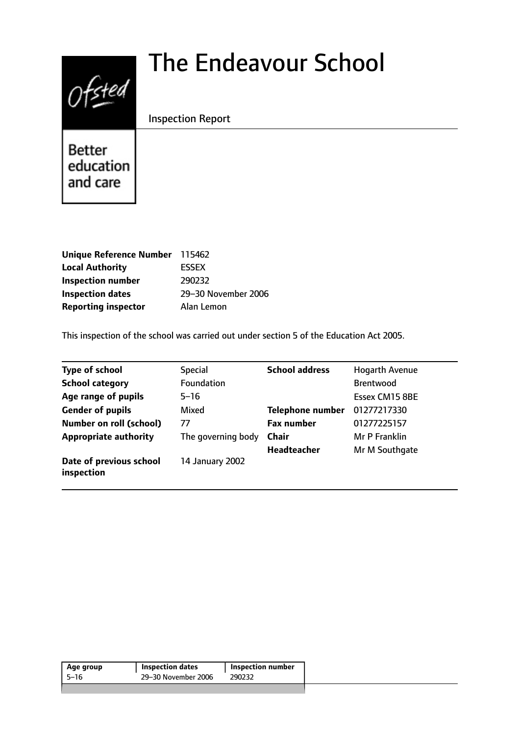# The Endeavour School

Inspection Report

Ofsted

Better education and care

| | |
|---|---|
| **Unique Reference Number** | 115462 |
| **Local Authority** | ESSEX |
| **Inspection number** | 290232 |
| **Inspection dates** | 29–30 November 2006 |
| **Reporting inspector** | Alan Lemon |

This inspection of the school was carried out under section 5 of the Education Act 2005.

| | | | |
|---|---|---|---|
| **Type of school** | Special | **School address** | Hogarth Avenue |
| **School category** | Foundation | | Brentwood |
| **Age range of pupils** | 5–16 | | Essex CM15 8BE |
| **Gender of pupils** | Mixed | **Telephone number** | 01277217330 |
| **Number on roll (school)** | 77 | **Fax number** | 01277225157 |
| **Appropriate authority** | The governing body | **Chair** | Mr P Franklin |
| | | **Headteacher** | Mr M Southgate |
| **Date of previous school inspection** | 14 January 2002 | | |

| Age group | Inspection dates | Inspection number |
|---|---|---|
| 5–16 | 29–30 November 2006 | 290232 |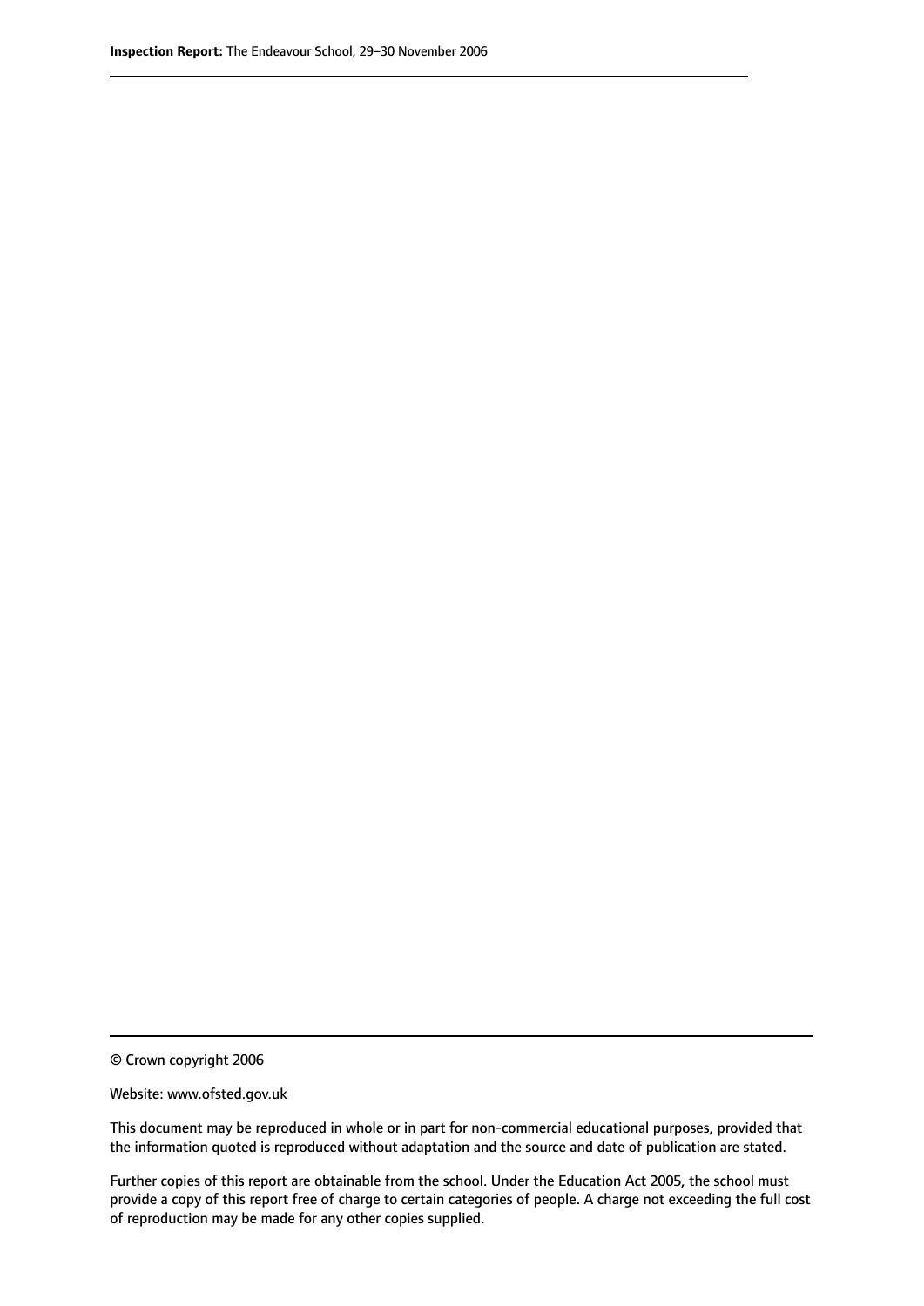© Crown copyright 2006

Website: www.ofsted.gov.uk

This document may be reproduced in whole or in part for non-commercial educational purposes, provided that the information quoted is reproduced without adaptation and the source and date of publication are stated.

Further copies of this report are obtainable from the school. Under the Education Act 2005, the school must provide a copy of this report free of charge to certain categories of people. A charge not exceeding the full cost of reproduction may be made for any other copies supplied.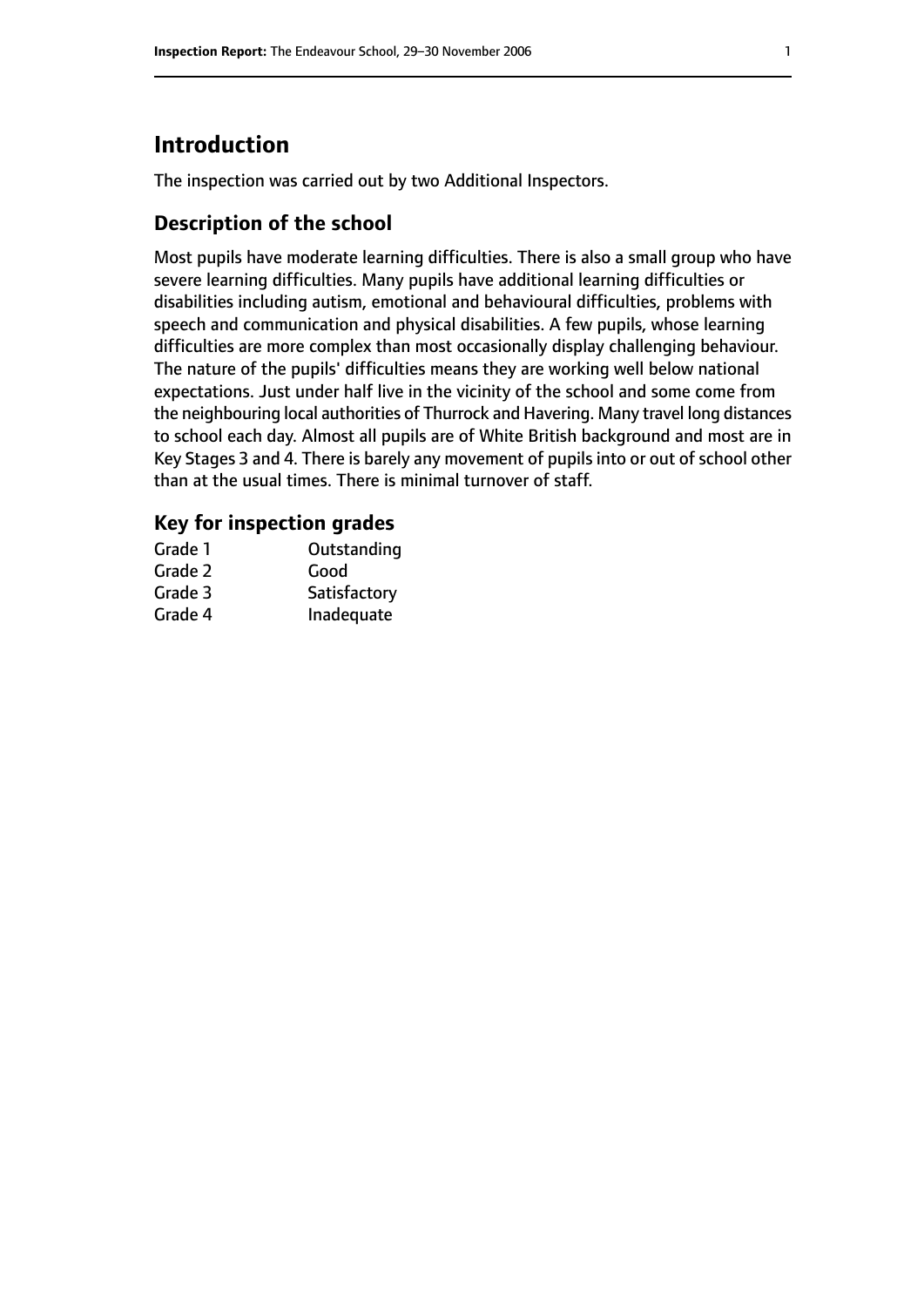# Introduction

The inspection was carried out by two Additional Inspectors.

## Description of the school

Most pupils have moderate learning difficulties. There is also a small group who have severe learning difficulties. Many pupils have additional learning difficulties or disabilities including autism, emotional and behavioural difficulties, problems with speech and communication and physical disabilities. A few pupils, whose learning difficulties are more complex than most occasionally display challenging behaviour. The nature of the pupils' difficulties means they are working well below national expectations. Just under half live in the vicinity of the school and some come from the neighbouring local authorities of Thurrock and Havering. Many travel long distances to school each day. Almost all pupils are of White British background and most are in Key Stages 3 and 4. There is barely any movement of pupils into or out of school other than at the usual times. There is minimal turnover of staff.

## Key for inspection grades

| | |
|---|---|
| Grade 1 | Outstanding |
| Grade 2 | Good |
| Grade 3 | Satisfactory |
| Grade 4 | Inadequate |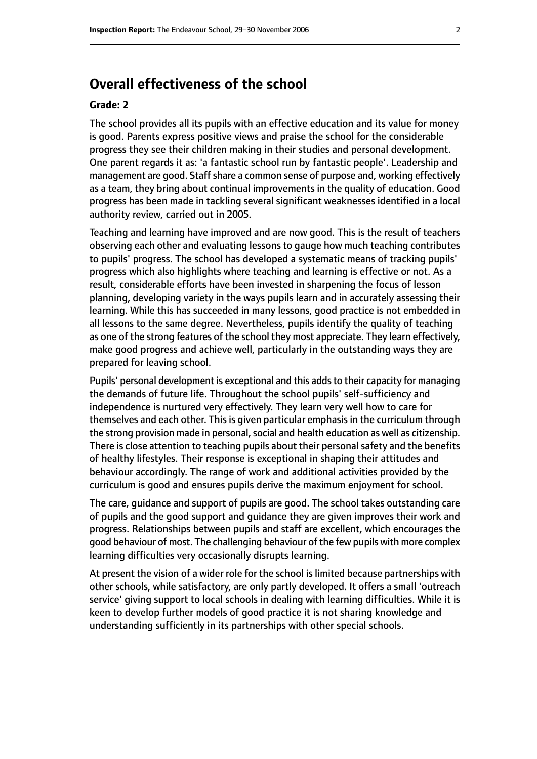## Overall effectiveness of the school

**Grade: 2**

The school provides all its pupils with an effective education and its value for money is good. Parents express positive views and praise the school for the considerable progress they see their children making in their studies and personal development. One parent regards it as: 'a fantastic school run by fantastic people'. Leadership and management are good. Staff share a common sense of purpose and, working effectively as a team, they bring about continual improvements in the quality of education. Good progress has been made in tackling several significant weaknesses identified in a local authority review, carried out in 2005.

Teaching and learning have improved and are now good. This is the result of teachers observing each other and evaluating lessons to gauge how much teaching contributes to pupils' progress. The school has developed a systematic means of tracking pupils' progress which also highlights where teaching and learning is effective or not. As a result, considerable efforts have been invested in sharpening the focus of lesson planning, developing variety in the ways pupils learn and in accurately assessing their learning. While this has succeeded in many lessons, good practice is not embedded in all lessons to the same degree. Nevertheless, pupils identify the quality of teaching as one of the strong features of the school they most appreciate. They learn effectively, make good progress and achieve well, particularly in the outstanding ways they are prepared for leaving school.

Pupils' personal development is exceptional and this adds to their capacity for managing the demands of future life. Throughout the school pupils' self-sufficiency and independence is nurtured very effectively. They learn very well how to care for themselves and each other. This is given particular emphasis in the curriculum through the strong provision made in personal, social and health education as well as citizenship. There is close attention to teaching pupils about their personal safety and the benefits of healthy lifestyles. Their response is exceptional in shaping their attitudes and behaviour accordingly. The range of work and additional activities provided by the curriculum is good and ensures pupils derive the maximum enjoyment for school.

The care, guidance and support of pupils are good. The school takes outstanding care of pupils and the good support and guidance they are given improves their work and progress. Relationships between pupils and staff are excellent, which encourages the good behaviour of most. The challenging behaviour of the few pupils with more complex learning difficulties very occasionally disrupts learning.

At present the vision of a wider role for the school is limited because partnerships with other schools, while satisfactory, are only partly developed. It offers a small 'outreach service' giving support to local schools in dealing with learning difficulties. While it is keen to develop further models of good practice it is not sharing knowledge and understanding sufficiently in its partnerships with other special schools.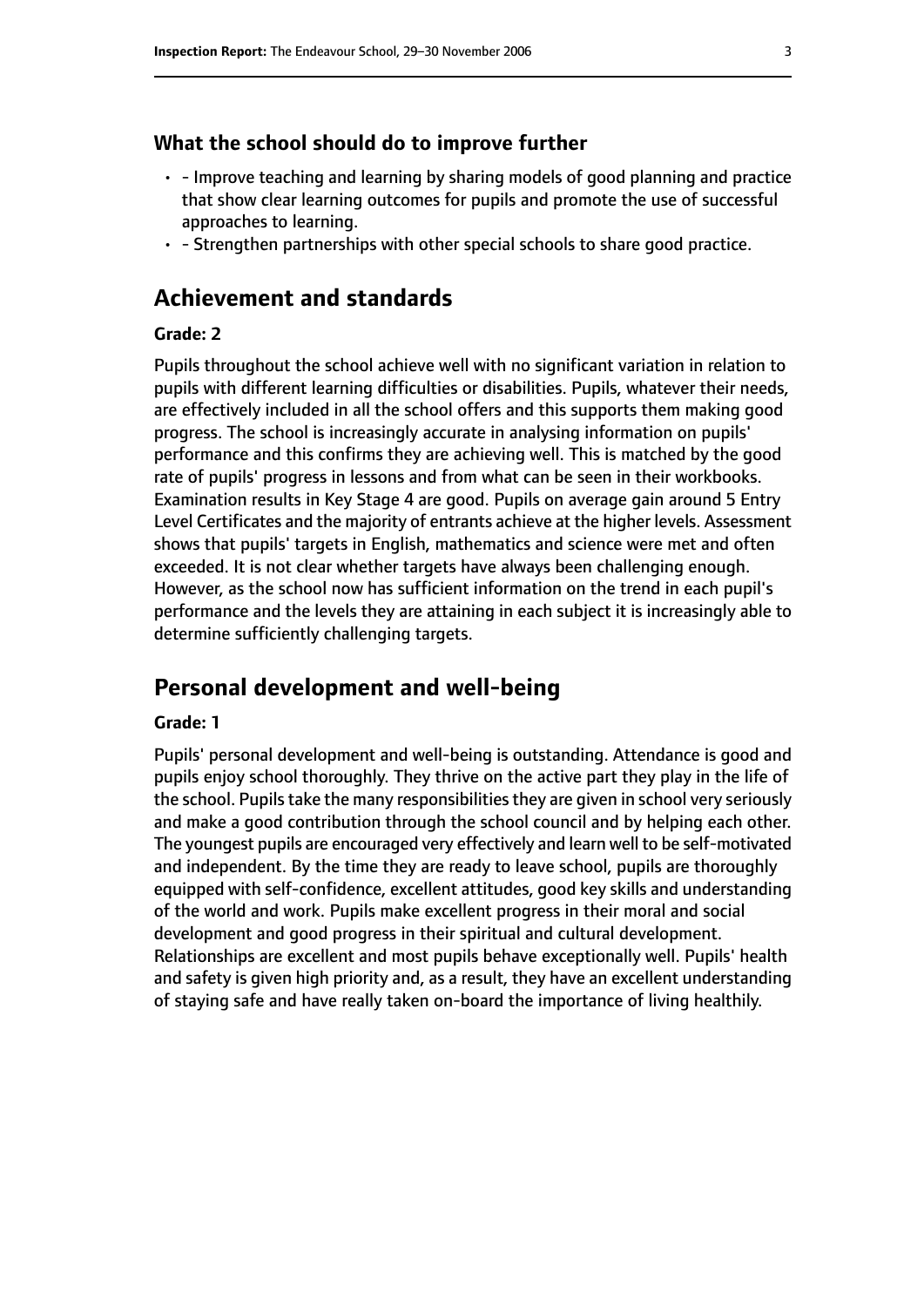### What the school should do to improve further

- - Improve teaching and learning by sharing models of good planning and practice that show clear learning outcomes for pupils and promote the use of successful approaches to learning.
- - Strengthen partnerships with other special schools to share good practice.

## Achievement and standards

#### Grade: 2

Pupils throughout the school achieve well with no significant variation in relation to pupils with different learning difficulties or disabilities. Pupils, whatever their needs, are effectively included in all the school offers and this supports them making good progress. The school is increasingly accurate in analysing information on pupils' performance and this confirms they are achieving well. This is matched by the good rate of pupils' progress in lessons and from what can be seen in their workbooks. Examination results in Key Stage 4 are good. Pupils on average gain around 5 Entry Level Certificates and the majority of entrants achieve at the higher levels. Assessment shows that pupils' targets in English, mathematics and science were met and often exceeded. It is not clear whether targets have always been challenging enough. However, as the school now has sufficient information on the trend in each pupil's performance and the levels they are attaining in each subject it is increasingly able to determine sufficiently challenging targets.

## Personal development and well-being

#### Grade: 1

Pupils' personal development and well-being is outstanding. Attendance is good and pupils enjoy school thoroughly. They thrive on the active part they play in the life of the school. Pupils take the many responsibilities they are given in school very seriously and make a good contribution through the school council and by helping each other. The youngest pupils are encouraged very effectively and learn well to be self-motivated and independent. By the time they are ready to leave school, pupils are thoroughly equipped with self-confidence, excellent attitudes, good key skills and understanding of the world and work. Pupils make excellent progress in their moral and social development and good progress in their spiritual and cultural development. Relationships are excellent and most pupils behave exceptionally well. Pupils' health and safety is given high priority and, as a result, they have an excellent understanding of staying safe and have really taken on-board the importance of living healthily.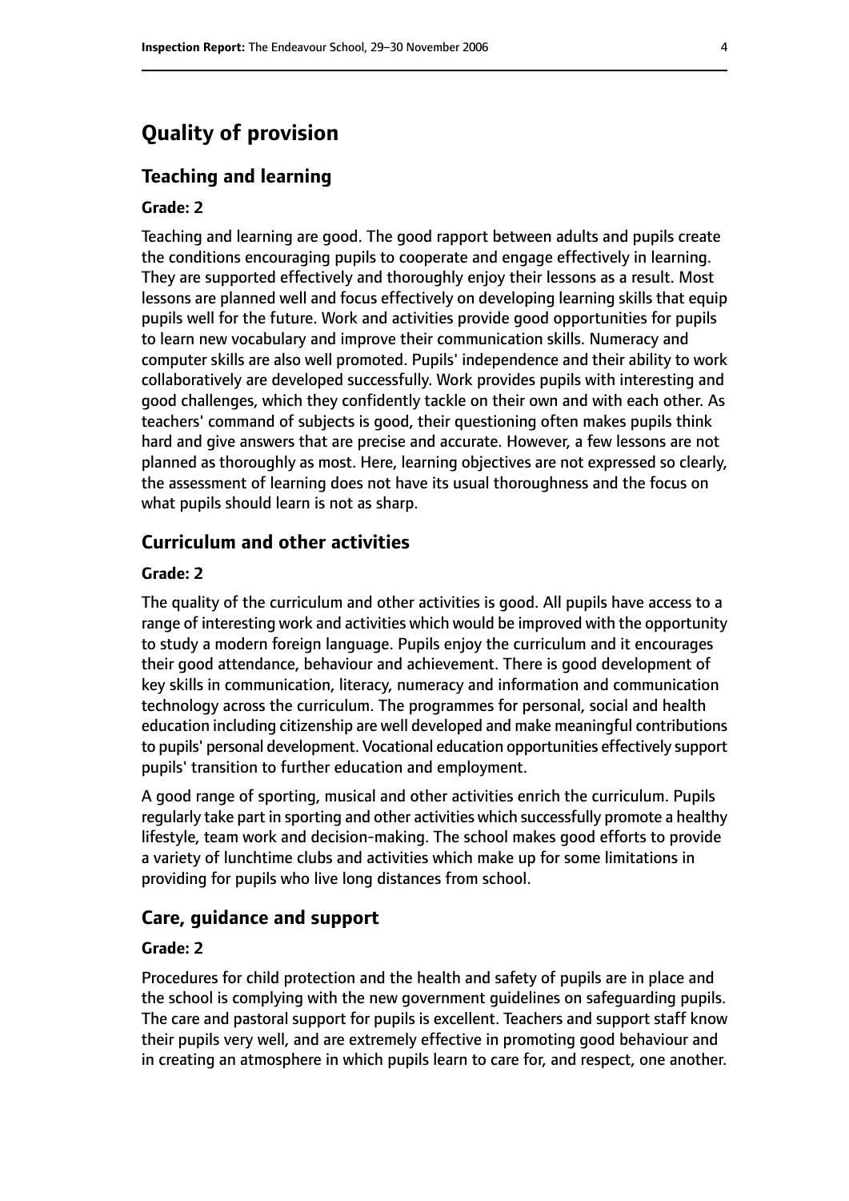# Quality of provision

## Teaching and learning

### Grade: 2

Teaching and learning are good. The good rapport between adults and pupils create the conditions encouraging pupils to cooperate and engage effectively in learning. They are supported effectively and thoroughly enjoy their lessons as a result. Most lessons are planned well and focus effectively on developing learning skills that equip pupils well for the future. Work and activities provide good opportunities for pupils to learn new vocabulary and improve their communication skills. Numeracy and computer skills are also well promoted. Pupils' independence and their ability to work collaboratively are developed successfully. Work provides pupils with interesting and good challenges, which they confidently tackle on their own and with each other. As teachers' command of subjects is good, their questioning often makes pupils think hard and give answers that are precise and accurate. However, a few lessons are not planned as thoroughly as most. Here, learning objectives are not expressed so clearly, the assessment of learning does not have its usual thoroughness and the focus on what pupils should learn is not as sharp.

## Curriculum and other activities

### Grade: 2

The quality of the curriculum and other activities is good. All pupils have access to a range of interesting work and activities which would be improved with the opportunity to study a modern foreign language. Pupils enjoy the curriculum and it encourages their good attendance, behaviour and achievement. There is good development of key skills in communication, literacy, numeracy and information and communication technology across the curriculum. The programmes for personal, social and health education including citizenship are well developed and make meaningful contributions to pupils' personal development. Vocational education opportunities effectively support pupils' transition to further education and employment.

A good range of sporting, musical and other activities enrich the curriculum. Pupils regularly take part in sporting and other activities which successfully promote a healthy lifestyle, team work and decision-making. The school makes good efforts to provide a variety of lunchtime clubs and activities which make up for some limitations in providing for pupils who live long distances from school.

## Care, guidance and support

### Grade: 2

Procedures for child protection and the health and safety of pupils are in place and the school is complying with the new government guidelines on safeguarding pupils. The care and pastoral support for pupils is excellent. Teachers and support staff know their pupils very well, and are extremely effective in promoting good behaviour and in creating an atmosphere in which pupils learn to care for, and respect, one another.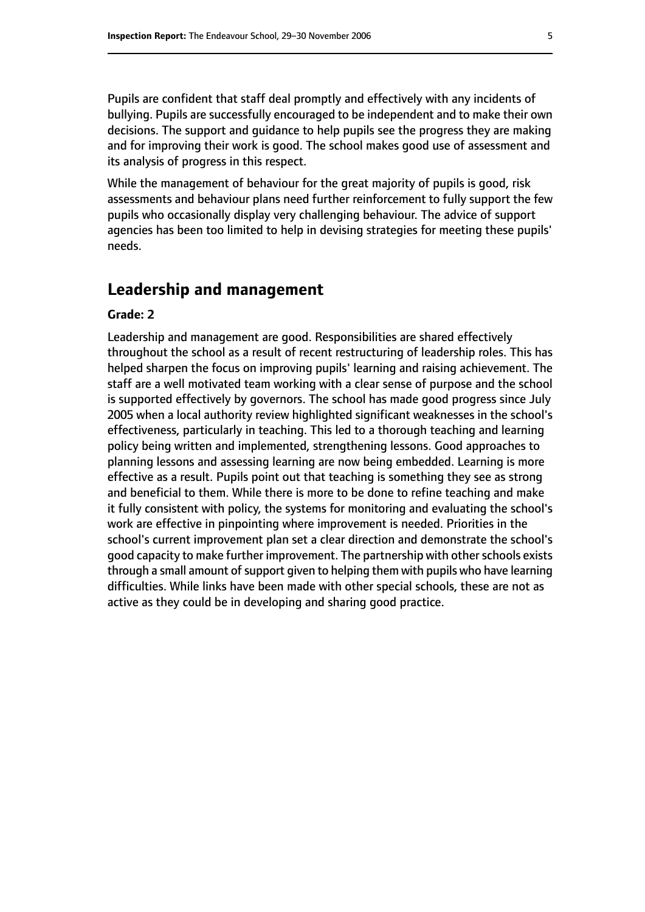Pupils are confident that staff deal promptly and effectively with any incidents of bullying. Pupils are successfully encouraged to be independent and to make their own decisions. The support and guidance to help pupils see the progress they are making and for improving their work is good. The school makes good use of assessment and its analysis of progress in this respect.

While the management of behaviour for the great majority of pupils is good, risk assessments and behaviour plans need further reinforcement to fully support the few pupils who occasionally display very challenging behaviour. The advice of support agencies has been too limited to help in devising strategies for meeting these pupils' needs.

## Leadership and management

**Grade: 2**

Leadership and management are good. Responsibilities are shared effectively throughout the school as a result of recent restructuring of leadership roles. This has helped sharpen the focus on improving pupils' learning and raising achievement. The staff are a well motivated team working with a clear sense of purpose and the school is supported effectively by governors. The school has made good progress since July 2005 when a local authority review highlighted significant weaknesses in the school's effectiveness, particularly in teaching. This led to a thorough teaching and learning policy being written and implemented, strengthening lessons. Good approaches to planning lessons and assessing learning are now being embedded. Learning is more effective as a result. Pupils point out that teaching is something they see as strong and beneficial to them. While there is more to be done to refine teaching and make it fully consistent with policy, the systems for monitoring and evaluating the school's work are effective in pinpointing where improvement is needed. Priorities in the school's current improvement plan set a clear direction and demonstrate the school's good capacity to make further improvement. The partnership with other schools exists through a small amount of support given to helping them with pupils who have learning difficulties. While links have been made with other special schools, these are not as active as they could be in developing and sharing good practice.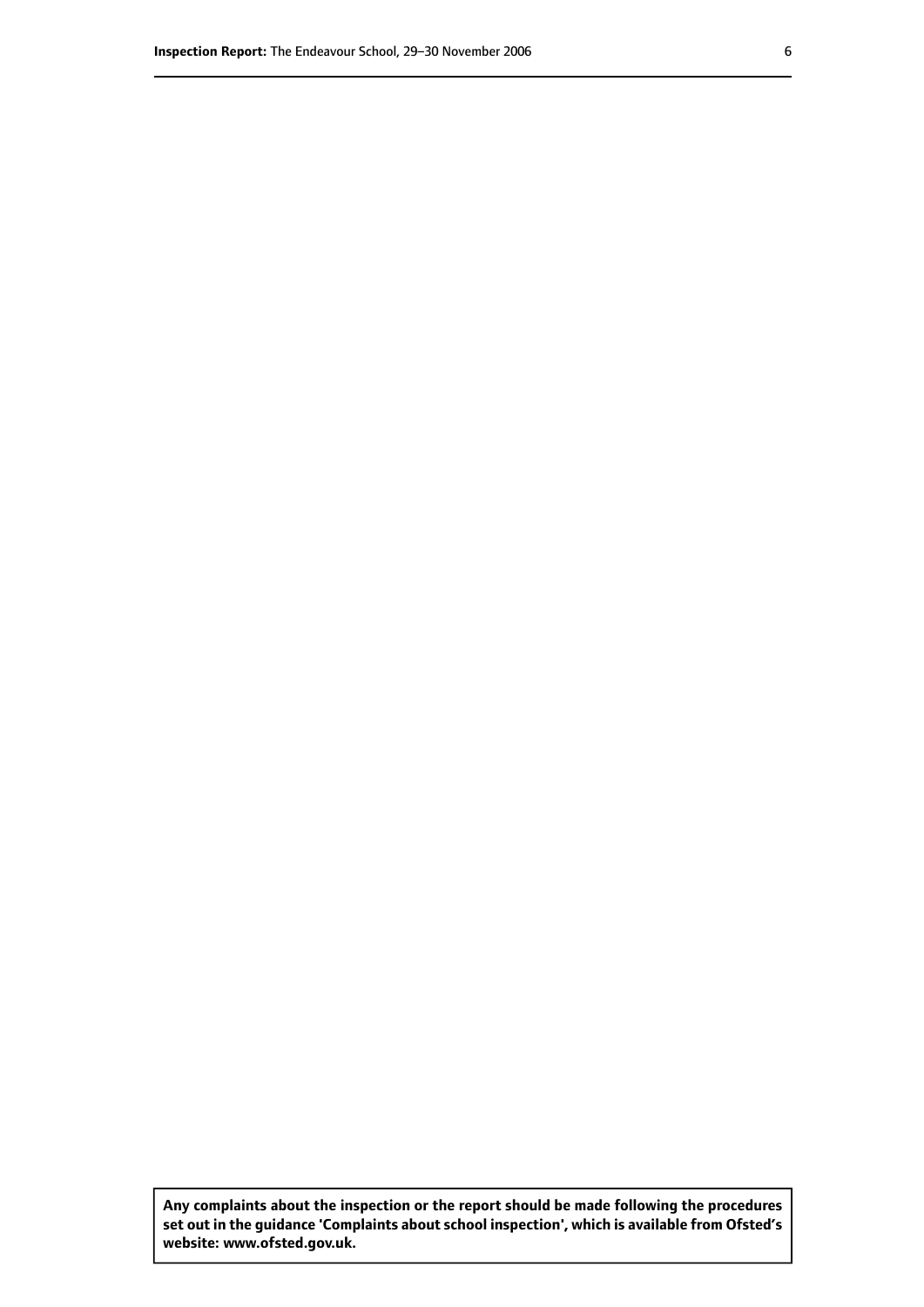**Any complaints about the inspection or the report should be made following the procedures set out in the guidance 'Complaints about school inspection', which is available from Ofsted's website: www.ofsted.gov.uk.**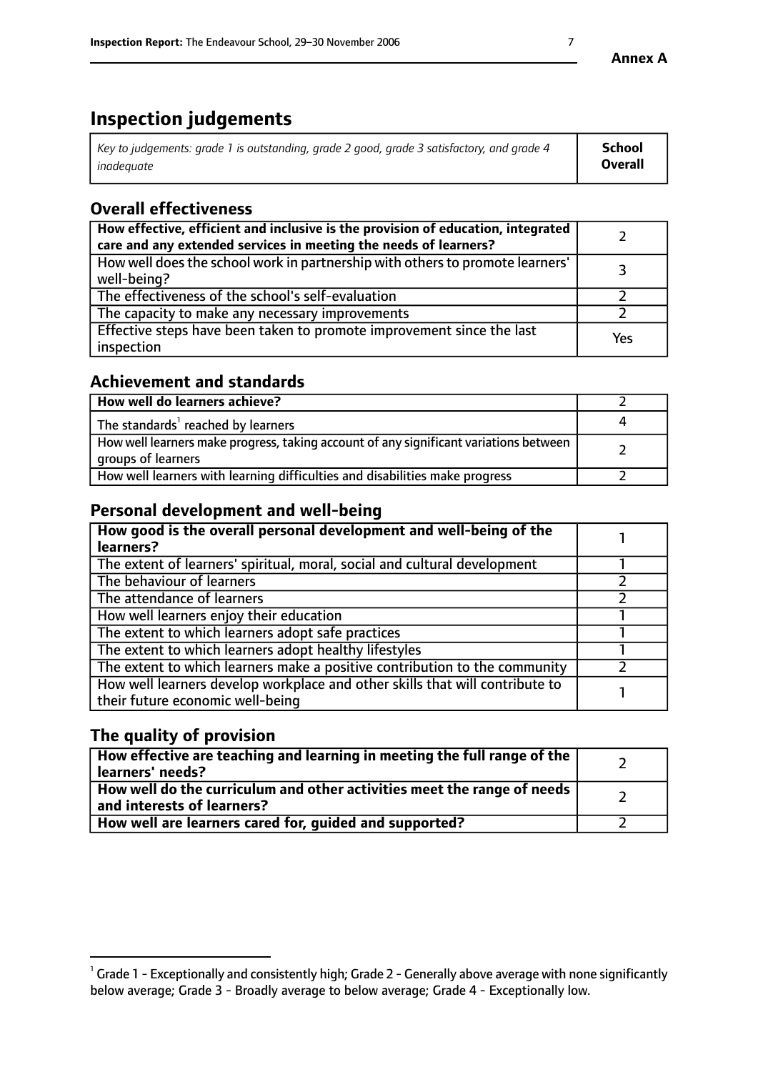**Annex A**

# Inspection judgements

| *Key to judgements: grade 1 is outstanding, grade 2 good, grade 3 satisfactory, and grade 4 inadequate* | **School Overall** |
|---|---|

## Overall effectiveness

| | |
|---|---|
| **How effective, efficient and inclusive is the provision of education, integrated care and any extended services in meeting the needs of learners?** | 2 |
| How well does the school work in partnership with others to promote learners' well-being? | 3 |
| The effectiveness of the school's self-evaluation | 2 |
| The capacity to make any necessary improvements | 2 |
| Effective steps have been taken to promote improvement since the last inspection | Yes |

## Achievement and standards

| | |
|---|---|
| **How well do learners achieve?** | 2 |
| The standards[1] reached by learners | 4 |
| How well learners make progress, taking account of any significant variations between groups of learners | 2 |
| How well learners with learning difficulties and disabilities make progress | 2 |

## Personal development and well-being

| | |
|---|---|
| **How good is the overall personal development and well-being of the learners?** | 1 |
| The extent of learners' spiritual, moral, social and cultural development | 1 |
| The behaviour of learners | 2 |
| The attendance of learners | 2 |
| How well learners enjoy their education | 1 |
| The extent to which learners adopt safe practices | 1 |
| The extent to which learners adopt healthy lifestyles | 1 |
| The extent to which learners make a positive contribution to the community | 2 |
| How well learners develop workplace and other skills that will contribute to their future economic well-being | 1 |

## The quality of provision

| | |
|---|---|
| **How effective are teaching and learning in meeting the full range of the learners' needs?** | 2 |
| **How well do the curriculum and other activities meet the range of needs and interests of learners?** | 2 |
| **How well are learners cared for, guided and supported?** | 2 |

[1] Grade 1 - Exceptionally and consistently high; Grade 2 - Generally above average with none significantly below average; Grade 3 - Broadly average to below average; Grade 4 - Exceptionally low.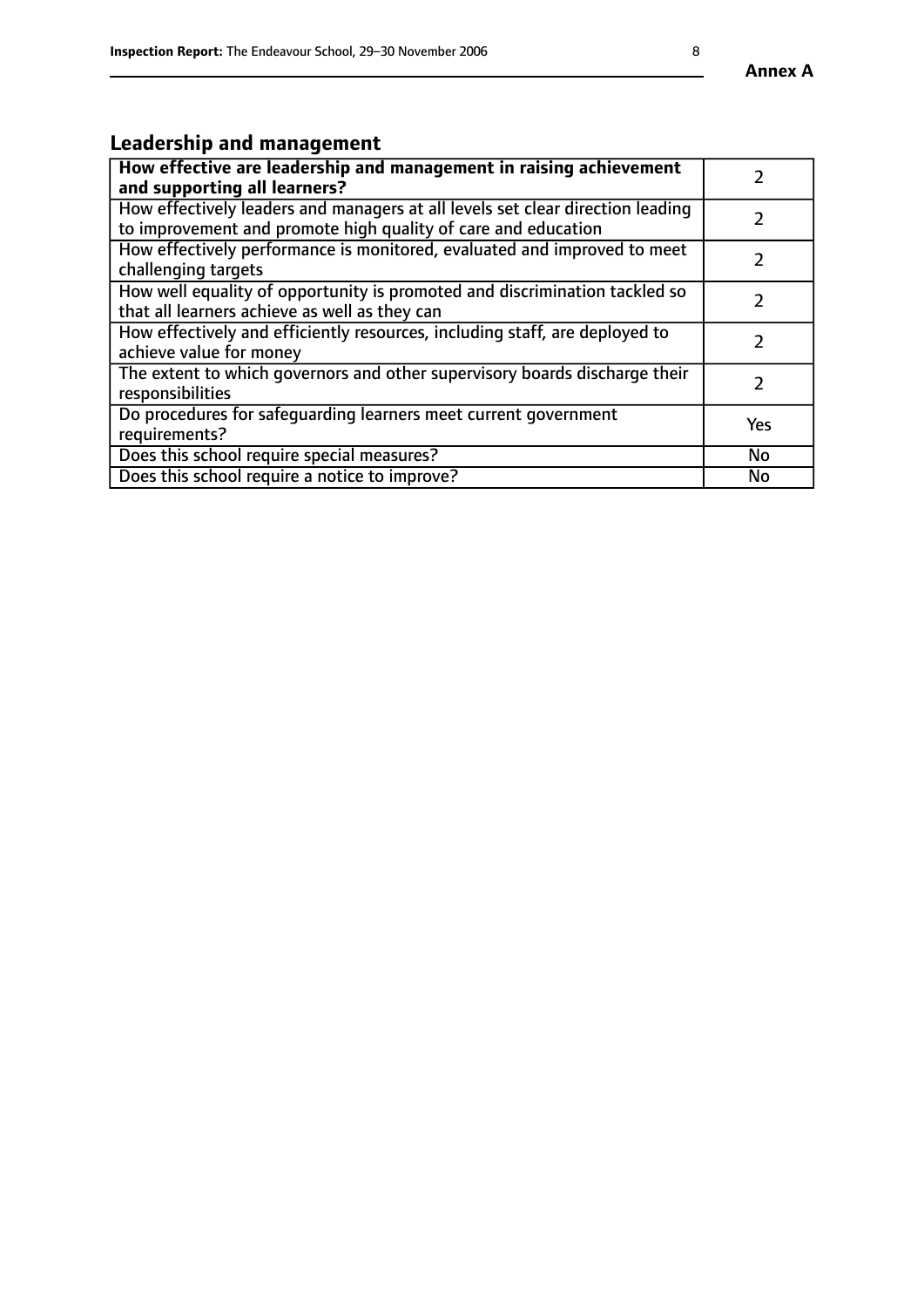## Leadership and management

| | |
|---|---|
| **How effective are leadership and management in raising achievement and supporting all learners?** | 2 |
| How effectively leaders and managers at all levels set clear direction leading to improvement and promote high quality of care and education | 2 |
| How effectively performance is monitored, evaluated and improved to meet challenging targets | 2 |
| How well equality of opportunity is promoted and discrimination tackled so that all learners achieve as well as they can | 2 |
| How effectively and efficiently resources, including staff, are deployed to achieve value for money | 2 |
| The extent to which governors and other supervisory boards discharge their responsibilities | 2 |
| Do procedures for safeguarding learners meet current government requirements? | Yes |
| Does this school require special measures? | No |
| Does this school require a notice to improve? | No |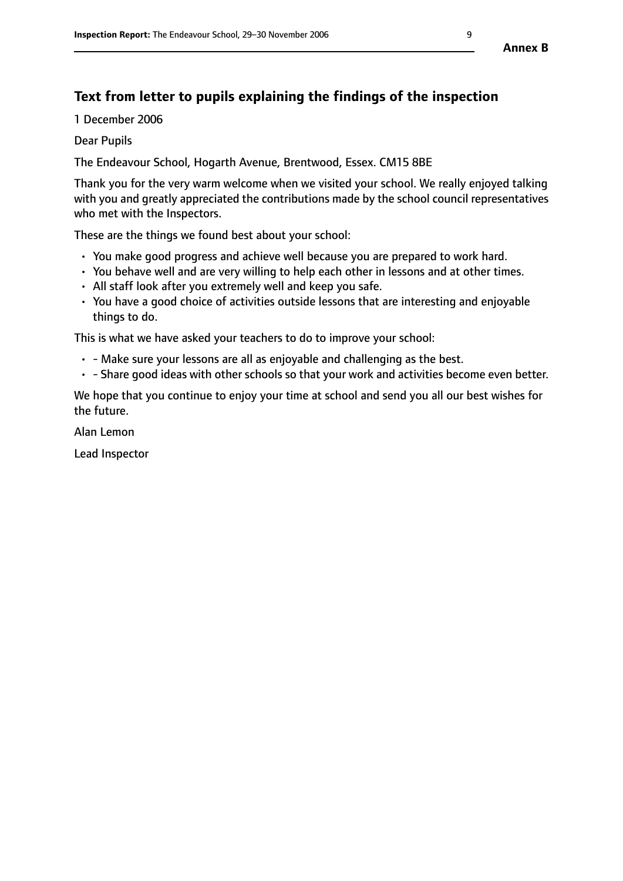## Text from letter to pupils explaining the findings of the inspection

1 December 2006

Dear Pupils

The Endeavour School, Hogarth Avenue, Brentwood, Essex. CM15 8BE

Thank you for the very warm welcome when we visited your school. We really enjoyed talking with you and greatly appreciated the contributions made by the school council representatives who met with the Inspectors.

These are the things we found best about your school:

- You make good progress and achieve well because you are prepared to work hard.
- You behave well and are very willing to help each other in lessons and at other times.
- All staff look after you extremely well and keep you safe.
- You have a good choice of activities outside lessons that are interesting and enjoyable things to do.

This is what we have asked your teachers to do to improve your school:

- - Make sure your lessons are all as enjoyable and challenging as the best.
- - Share good ideas with other schools so that your work and activities become even better.

We hope that you continue to enjoy your time at school and send you all our best wishes for the future.

Alan Lemon

Lead Inspector